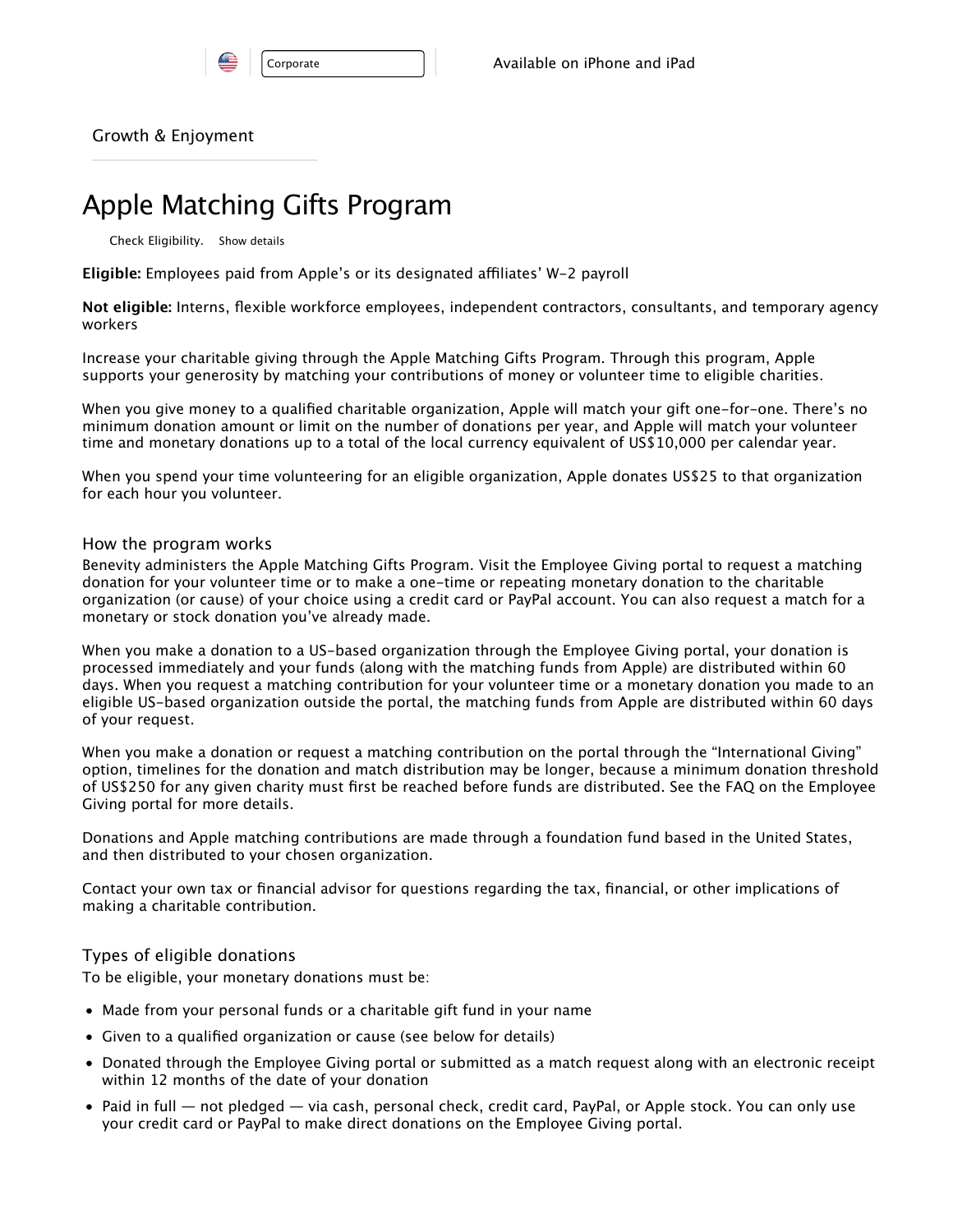Corporate

Available on iPhone and iPad

Growth & Enjoyment

# Apple Matching Gifts Program

Check Eligibility. Show details

**Eligible:** Employees paid from Apple's or its designated affiliates' W-2 payroll

**Not eligible:** Interns, flexible workforce employees, independent contractors, consultants, and temporary agency workers

Increase your charitable giving through the Apple Matching Gifts Program. Through this program, Apple supports your generosity by matching your contributions of money or volunteer time to eligible charities.

When you give money to a qualified charitable organization, Apple will match your gift one-for-one. There's no minimum donation amount or limit on the number of donations per year, and Apple will match your volunteer time and monetary donations up to a total of the local currency equivalent of US$10,000 per calendar year.

When you spend your time volunteering for an eligible organization, Apple donates US$25 to that organization for each hour you volunteer.

## How the program works

Benevity administers the Apple Matching Gifts Program. Visit the Employee Giving portal to request a matching donation for your volunteer time or to make a one-time or repeating monetary donation to the charitable organization (or cause) of your choice using a credit card or PayPal account. You can also request a match for a monetary or stock donation you've already made.

When you make a donation to a US-based organization through the Employee Giving portal, your donation is processed immediately and your funds (along with the matching funds from Apple) are distributed within 60 days. When you request a matching contribution for your volunteer time or a monetary donation you made to an eligible US-based organization outside the portal, the matching funds from Apple are distributed within 60 days of your request.

When you make a donation or request a matching contribution on the portal through the "International Giving" option, timelines for the donation and match distribution may be longer, because a minimum donation threshold of US$250 for any given charity must first be reached before funds are distributed. See the FAQ on the Employee Giving portal for more details.

Donations and Apple matching contributions are made through a foundation fund based in the United States, and then distributed to your chosen organization.

Contact your own tax or financial advisor for questions regarding the tax, financial, or other implications of making a charitable contribution.

## Types of eligible donations

To be eligible, your monetary donations must be:

- Made from your personal funds or a charitable gift fund in your name
- Given to a qualified organization or cause (see below for details)
- Donated through the Employee Giving portal or submitted as a match request along with an electronic receipt within 12 months of the date of your donation
- Paid in full — not pledged — via cash, personal check, credit card, PayPal, or Apple stock. You can only use your credit card or PayPal to make direct donations on the Employee Giving portal.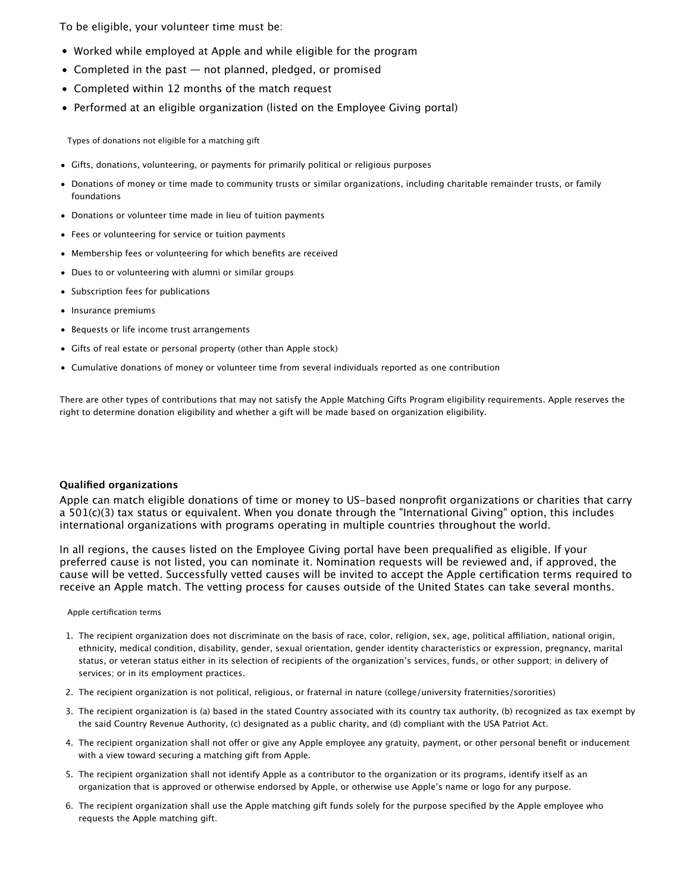To be eligible, your volunteer time must be:

- Worked while employed at Apple and while eligible for the program
- Completed in the past — not planned, pledged, or promised
- Completed within 12 months of the match request
- Performed at an eligible organization (listed on the Employee Giving portal)

Types of donations not eligible for a matching gift

- Gifts, donations, volunteering, or payments for primarily political or religious purposes
- Donations of money or time made to community trusts or similar organizations, including charitable remainder trusts, or family foundations
- Donations or volunteer time made in lieu of tuition payments
- Fees or volunteering for service or tuition payments
- Membership fees or volunteering for which benefits are received
- Dues to or volunteering with alumni or similar groups
- Subscription fees for publications
- Insurance premiums
- Bequests or life income trust arrangements
- Gifts of real estate or personal property (other than Apple stock)
- Cumulative donations of money or volunteer time from several individuals reported as one contribution

There are other types of contributions that may not satisfy the Apple Matching Gifts Program eligibility requirements. Apple reserves the right to determine donation eligibility and whether a gift will be made based on organization eligibility.

**Qualified organizations**

Apple can match eligible donations of time or money to US-based nonprofit organizations or charities that carry a 501(c)(3) tax status or equivalent. When you donate through the "International Giving" option, this includes international organizations with programs operating in multiple countries throughout the world.

In all regions, the causes listed on the Employee Giving portal have been prequalified as eligible. If your preferred cause is not listed, you can nominate it. Nomination requests will be reviewed and, if approved, the cause will be vetted. Successfully vetted causes will be invited to accept the Apple certification terms required to receive an Apple match. The vetting process for causes outside of the United States can take several months.

Apple certification terms

1. The recipient organization does not discriminate on the basis of race, color, religion, sex, age, political affiliation, national origin, ethnicity, medical condition, disability, gender, sexual orientation, gender identity characteristics or expression, pregnancy, marital status, or veteran status either in its selection of recipients of the organization's services, funds, or other support; in delivery of services; or in its employment practices.
2. The recipient organization is not political, religious, or fraternal in nature (college/university fraternities/sororities)
3. The recipient organization is (a) based in the stated Country associated with its country tax authority, (b) recognized as tax exempt by the said Country Revenue Authority, (c) designated as a public charity, and (d) compliant with the USA Patriot Act.
4. The recipient organization shall not offer or give any Apple employee any gratuity, payment, or other personal benefit or inducement with a view toward securing a matching gift from Apple.
5. The recipient organization shall not identify Apple as a contributor to the organization or its programs, identify itself as an organization that is approved or otherwise endorsed by Apple, or otherwise use Apple's name or logo for any purpose.
6. The recipient organization shall use the Apple matching gift funds solely for the purpose specified by the Apple employee who requests the Apple matching gift.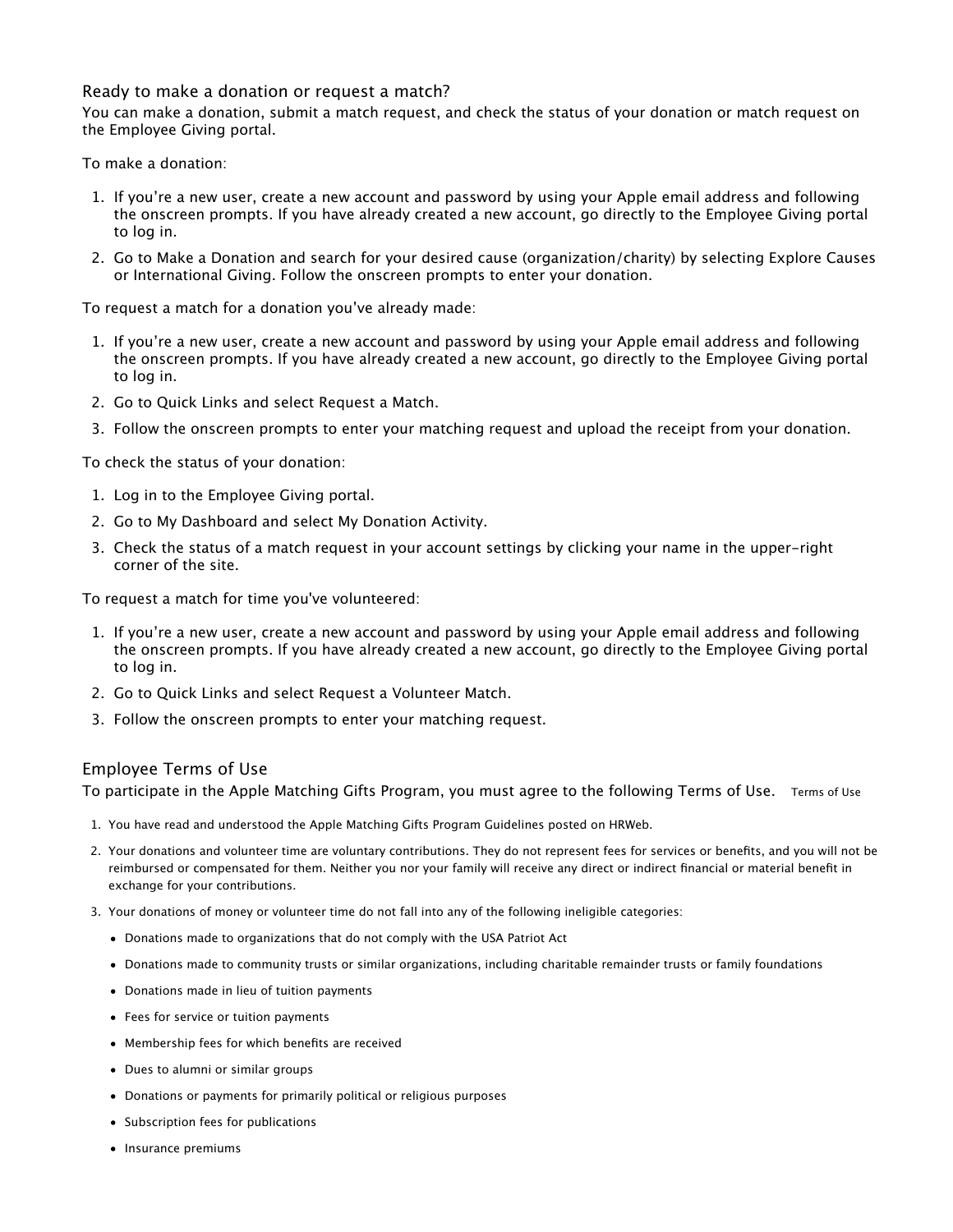## Ready to make a donation or request a match?

You can make a donation, submit a match request, and check the status of your donation or match request on the Employee Giving portal.

To make a donation:

1. If you're a new user, create a new account and password by using your Apple email address and following the onscreen prompts. If you have already created a new account, go directly to the Employee Giving portal to log in.
2. Go to Make a Donation and search for your desired cause (organization/charity) by selecting Explore Causes or International Giving. Follow the onscreen prompts to enter your donation.

To request a match for a donation you've already made:

1. If you're a new user, create a new account and password by using your Apple email address and following the onscreen prompts. If you have already created a new account, go directly to the Employee Giving portal to log in.
2. Go to Quick Links and select Request a Match.
3. Follow the onscreen prompts to enter your matching request and upload the receipt from your donation.

To check the status of your donation:

1. Log in to the Employee Giving portal.
2. Go to My Dashboard and select My Donation Activity.
3. Check the status of a match request in your account settings by clicking your name in the upper-right corner of the site.

To request a match for time you've volunteered:

1. If you're a new user, create a new account and password by using your Apple email address and following the onscreen prompts. If you have already created a new account, go directly to the Employee Giving portal to log in.
2. Go to Quick Links and select Request a Volunteer Match.
3. Follow the onscreen prompts to enter your matching request.

## Employee Terms of Use

To participate in the Apple Matching Gifts Program, you must agree to the following Terms of Use. Terms of Use

1. You have read and understood the Apple Matching Gifts Program Guidelines posted on HRWeb.
2. Your donations and volunteer time are voluntary contributions. They do not represent fees for services or benefits, and you will not be reimbursed or compensated for them. Neither you nor your family will receive any direct or indirect financial or material benefit in exchange for your contributions.
3. Your donations of money or volunteer time do not fall into any of the following ineligible categories:
   - Donations made to organizations that do not comply with the USA Patriot Act
   - Donations made to community trusts or similar organizations, including charitable remainder trusts or family foundations
   - Donations made in lieu of tuition payments
   - Fees for service or tuition payments
   - Membership fees for which benefits are received
   - Dues to alumni or similar groups
   - Donations or payments for primarily political or religious purposes
   - Subscription fees for publications
   - Insurance premiums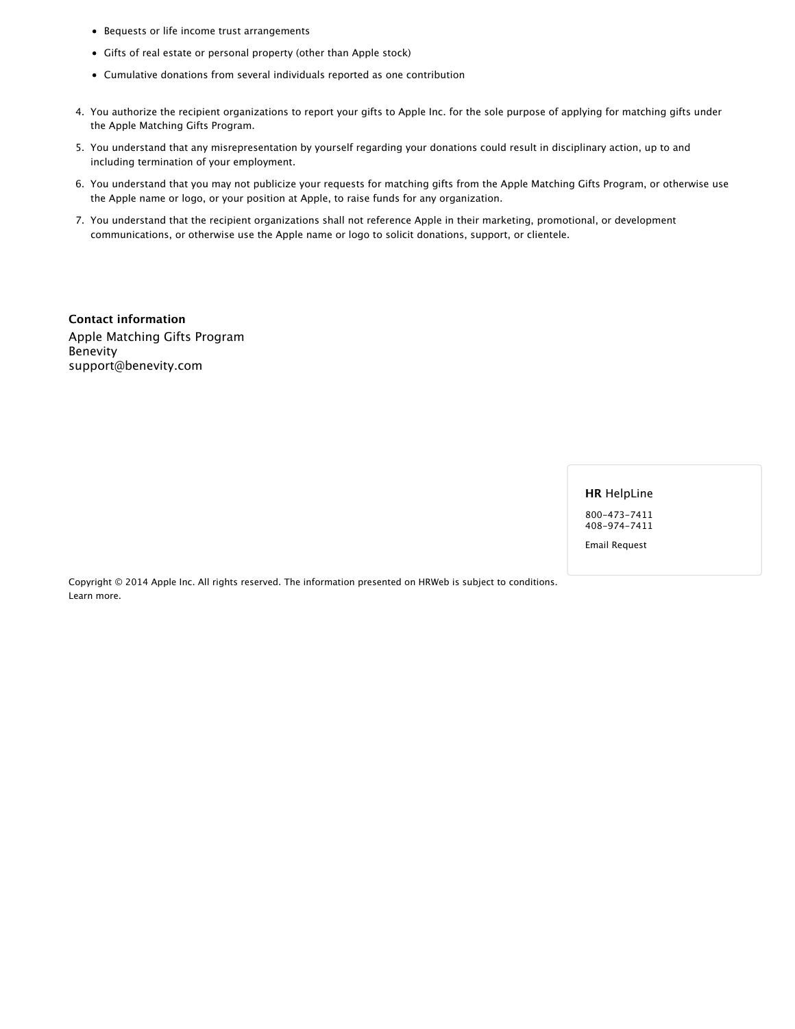- Bequests or life income trust arrangements
- Gifts of real estate or personal property (other than Apple stock)
- Cumulative donations from several individuals reported as one contribution

4. You authorize the recipient organizations to report your gifts to Apple Inc. for the sole purpose of applying for matching gifts under the Apple Matching Gifts Program.
5. You understand that any misrepresentation by yourself regarding your donations could result in disciplinary action, up to and including termination of your employment.
6. You understand that you may not publicize your requests for matching gifts from the Apple Matching Gifts Program, or otherwise use the Apple name or logo, or your position at Apple, to raise funds for any organization.
7. You understand that the recipient organizations shall not reference Apple in their marketing, promotional, or development communications, or otherwise use the Apple name or logo to solicit donations, support, or clientele.

**Contact information**

Apple Matching Gifts Program
Benevity
support@benevity.com

**HR** HelpLine

800-473-7411
408-974-7411

Email Request

Copyright © 2014 Apple Inc. All rights reserved. The information presented on HRWeb is subject to conditions.
Learn more.